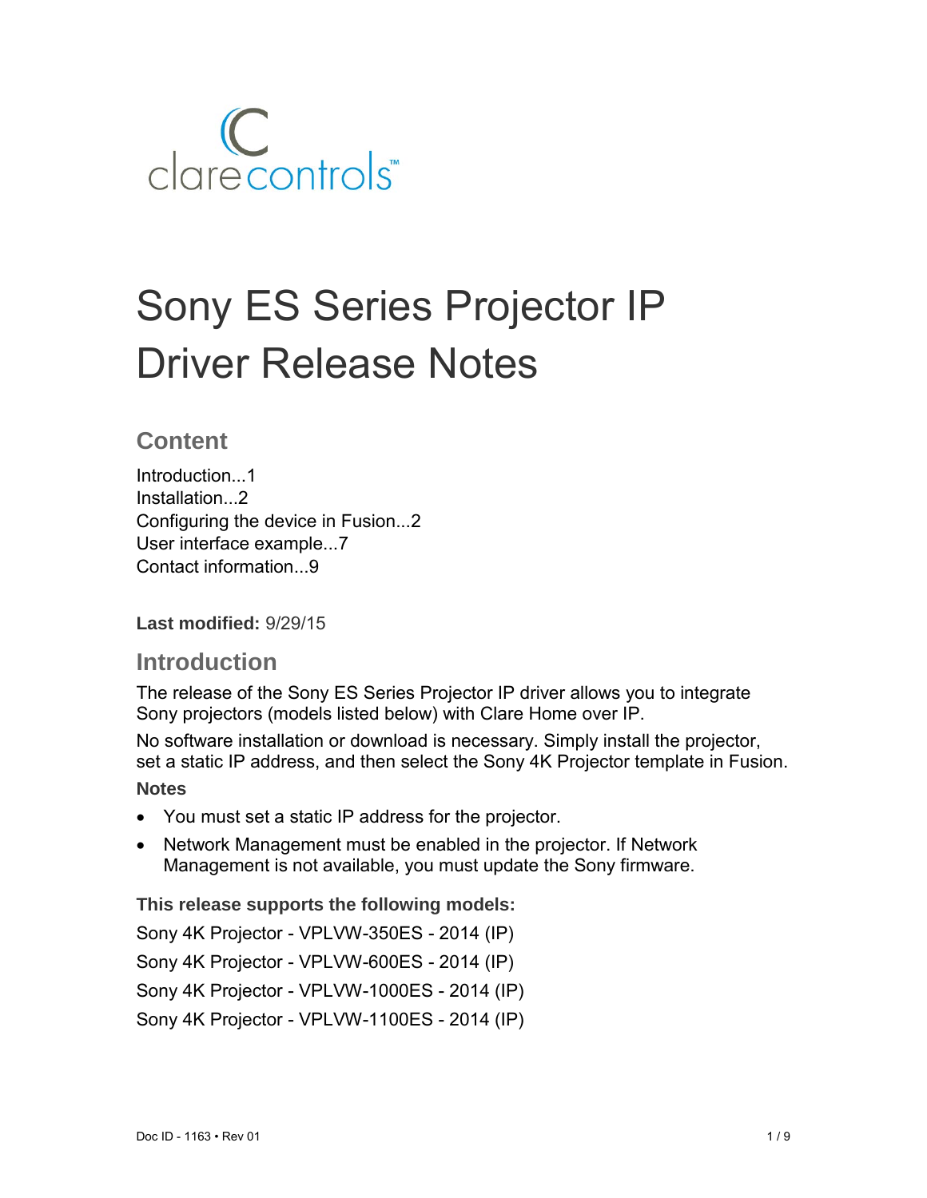# Sony ES Series Projector IP Driver Release Notes

## Content

Introduction...1
Installation...2
Configuring the device in Fusion...2
User interface example...7
Contact information...9

**Last modified:** 9/29/15

## Introduction

The release of the Sony ES Series Projector IP driver allows you to integrate Sony projectors (models listed below) with Clare Home over IP.

No software installation or download is necessary. Simply install the projector, set a static IP address, and then select the Sony 4K Projector template in Fusion.

### Notes

- You must set a static IP address for the projector.
- Network Management must be enabled in the projector. If Network Management is not available, you must update the Sony firmware.

**This release supports the following models:**

Sony 4K Projector - VPLVW-350ES - 2014 (IP)

Sony 4K Projector - VPLVW-600ES - 2014 (IP)

Sony 4K Projector - VPLVW-1000ES - 2014 (IP)

Sony 4K Projector - VPLVW-1100ES - 2014 (IP)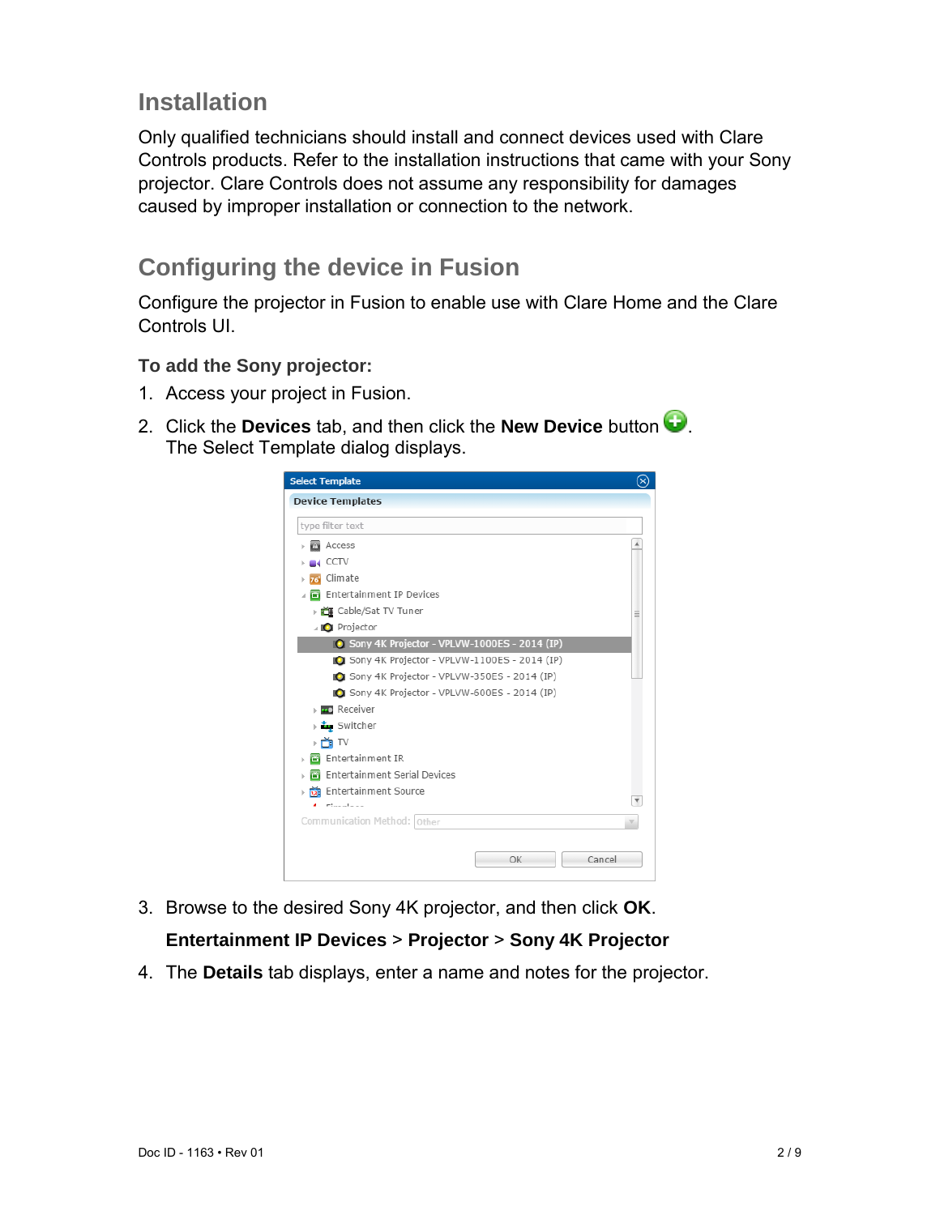## Installation

Only qualified technicians should install and connect devices used with Clare Controls products. Refer to the installation instructions that came with your Sony projector. Clare Controls does not assume any responsibility for damages caused by improper installation or connection to the network.

## Configuring the device in Fusion

Configure the projector in Fusion to enable use with Clare Home and the Clare Controls UI.

### To add the Sony projector:

1. Access your project in Fusion.
2. Click the **Devices** tab, and then click the **New Device** button.
   The Select Template dialog displays.
3. Browse to the desired Sony 4K projector, and then click **OK**.

   **Entertainment IP Devices** > **Projector** > **Sony 4K Projector**
4. The **Details** tab displays, enter a name and notes for the projector.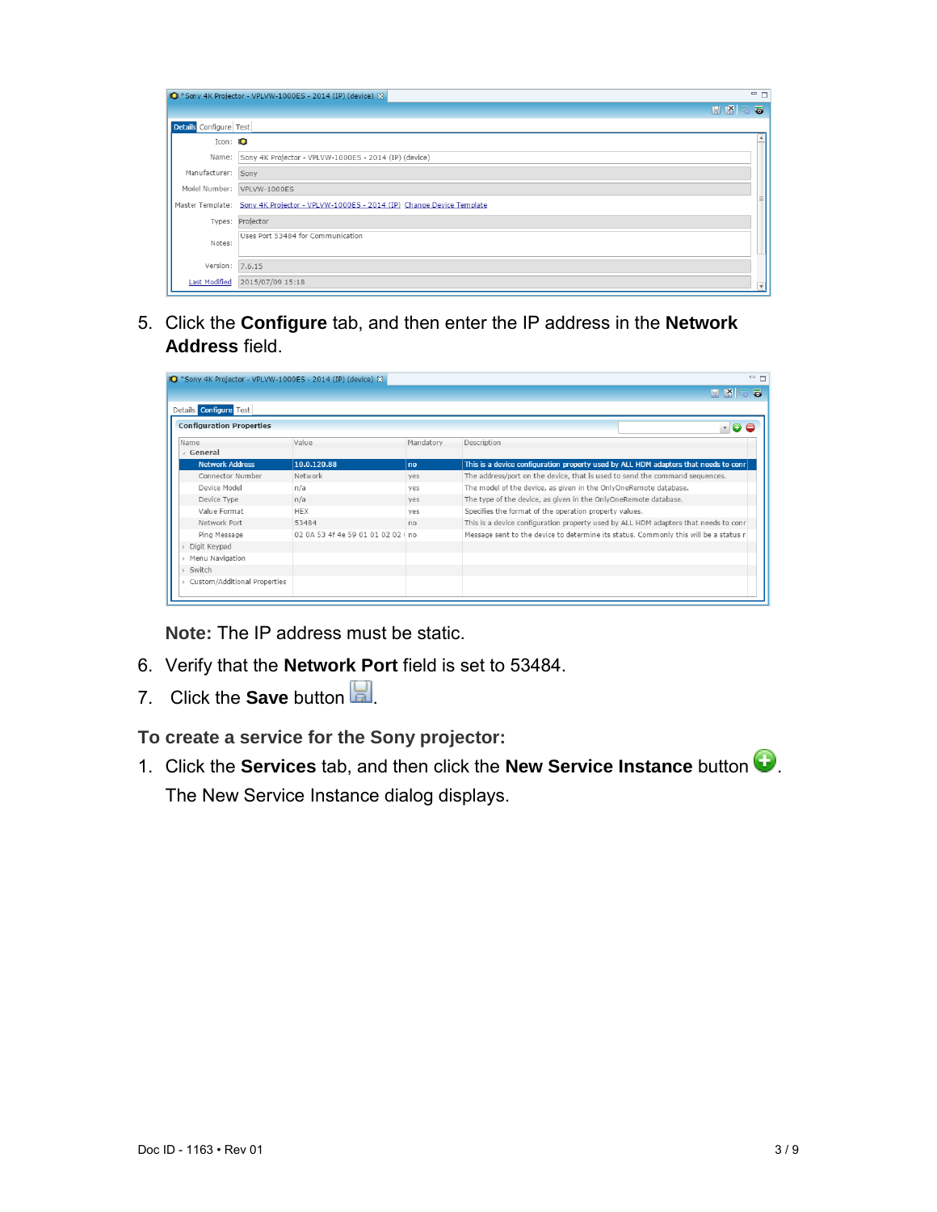5. Click the **Configure** tab, and then enter the IP address in the **Network Address** field.

   **Note:** The IP address must be static.

6. Verify that the **Network Port** field is set to 53484.
7. Click the **Save** button.

### To create a service for the Sony projector:

1. Click the **Services** tab, and then click the **New Service Instance** button.

   The New Service Instance dialog displays.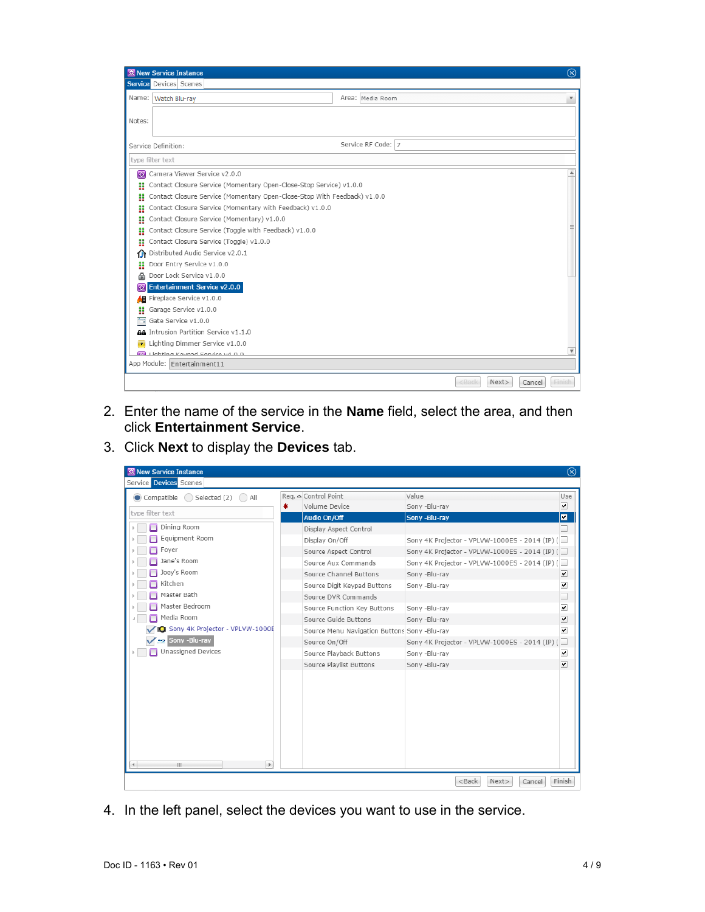2. Enter the name of the service in the **Name** field, select the area, and then click **Entertainment Service**.
3. Click **Next** to display the **Devices** tab.
4. In the left panel, select the devices you want to use in the service.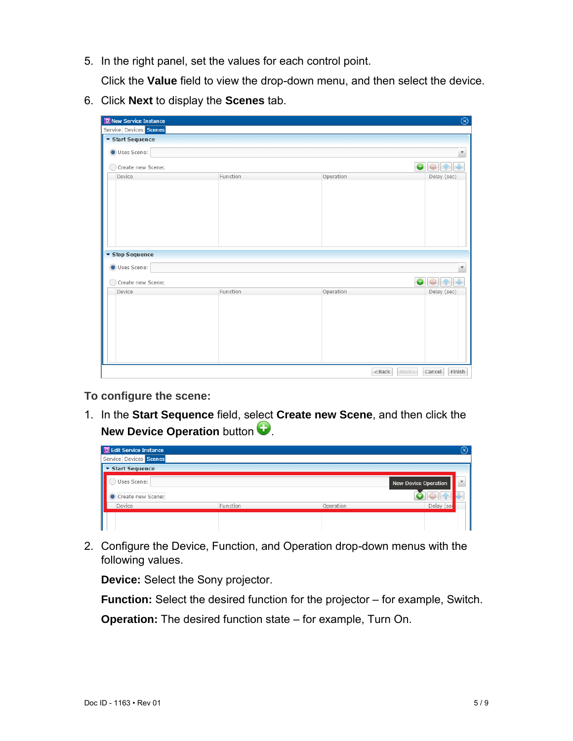5. In the right panel, set the values for each control point.

   Click the **Value** field to view the drop-down menu, and then select the device.

6. Click **Next** to display the **Scenes** tab.

**To configure the scene:**

1. In the **Start Sequence** field, select **Create new Scene**, and then click the **New Device Operation** button.

2. Configure the Device, Function, and Operation drop-down menus with the following values.

   **Device:** Select the Sony projector.

   **Function:** Select the desired function for the projector – for example, Switch.

   **Operation:** The desired function state – for example, Turn On.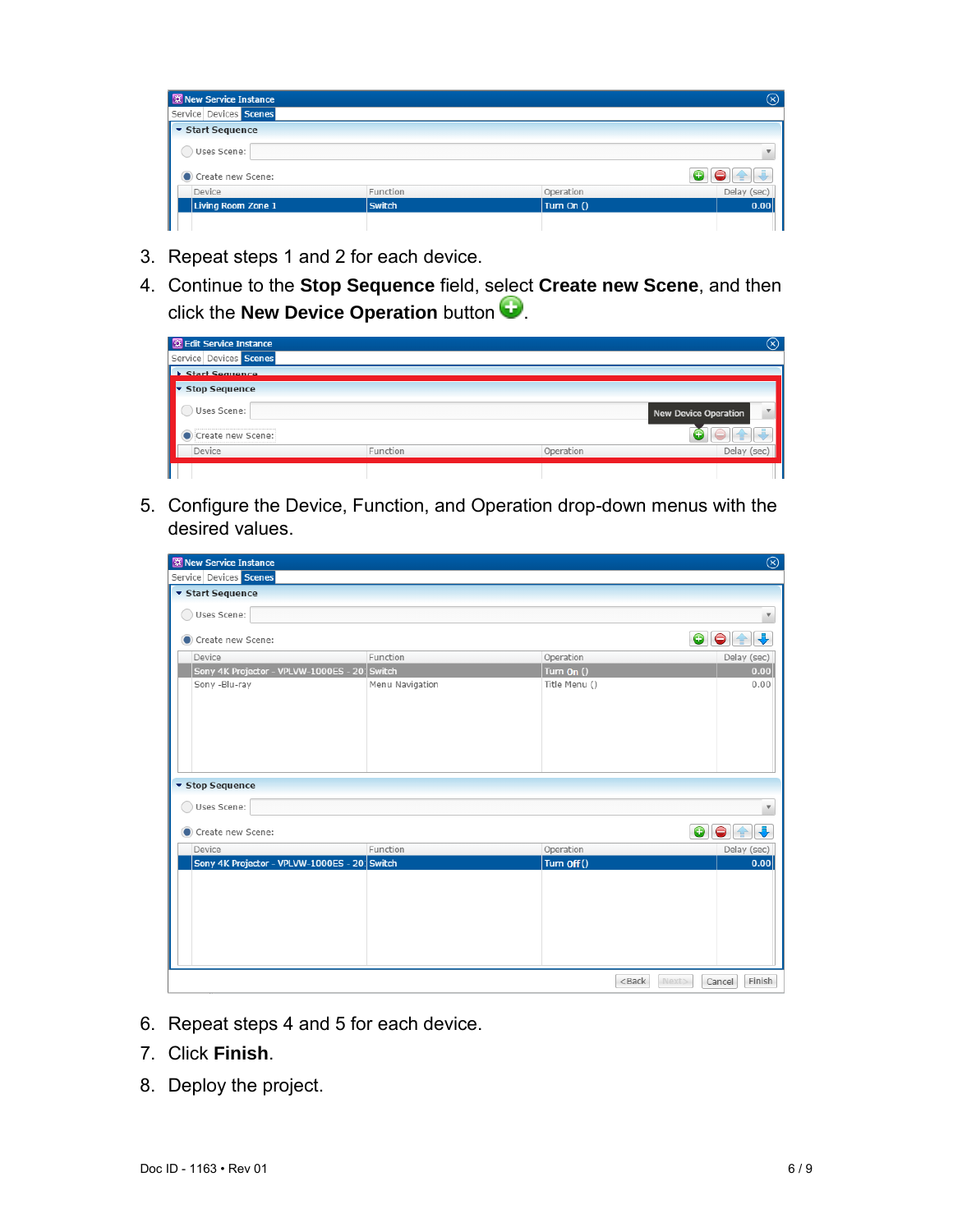3. Repeat steps 1 and 2 for each device.
4. Continue to the **Stop Sequence** field, select **Create new Scene**, and then click the **New Device Operation** button.
5. Configure the Device, Function, and Operation drop-down menus with the desired values.
6. Repeat steps 4 and 5 for each device.
7. Click **Finish**.
8. Deploy the project.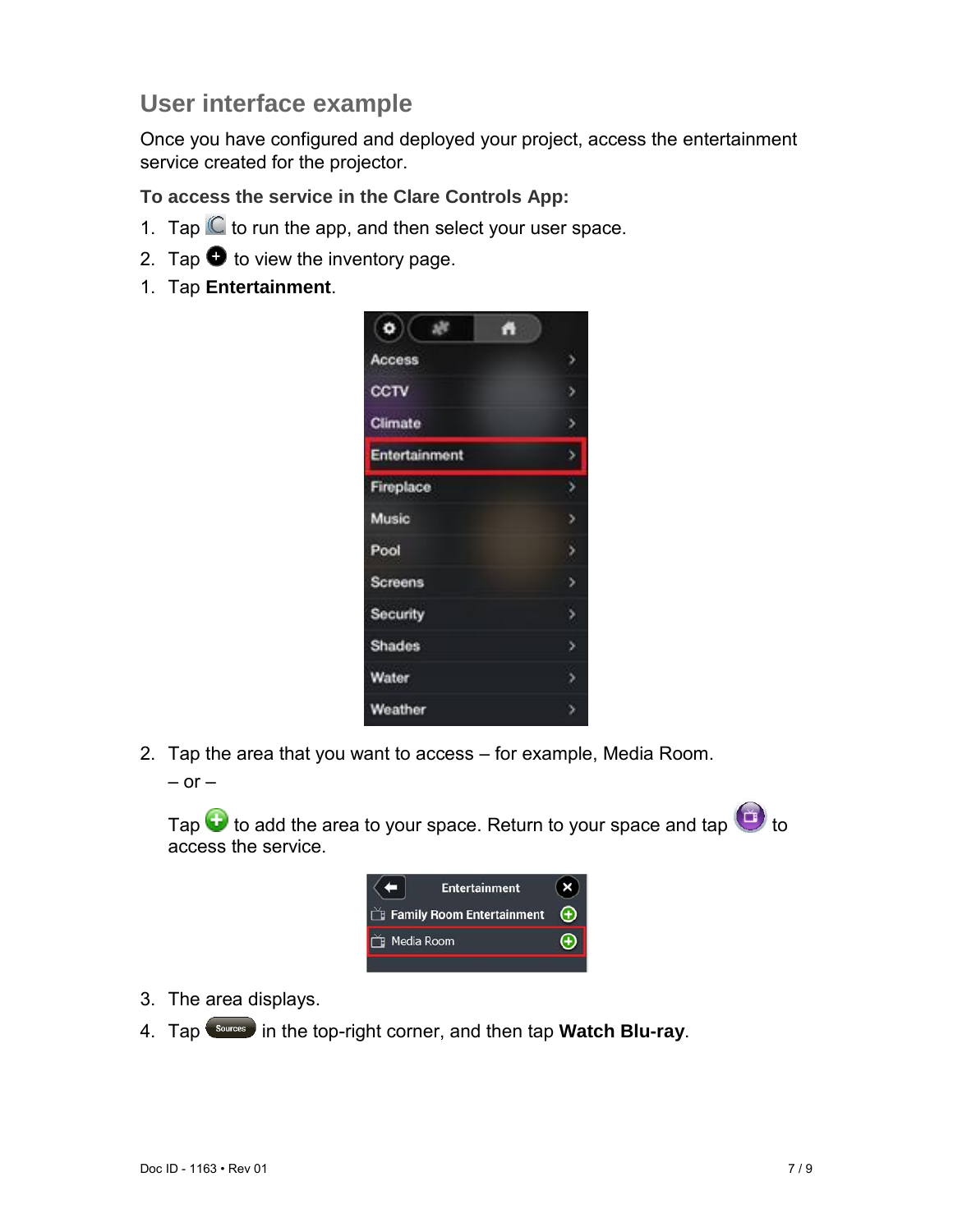## User interface example

Once you have configured and deployed your project, access the entertainment service created for the projector.

**To access the service in the Clare Controls App:**

1. Tap to run the app, and then select your user space.
2. Tap to view the inventory page.
1. Tap **Entertainment**.
2. Tap the area that you want to access – for example, Media Room.

   – or –

   Tap to add the area to your space. Return to your space and tap to access the service.
3. The area displays.
4. Tap in the top-right corner, and then tap **Watch Blu-ray**.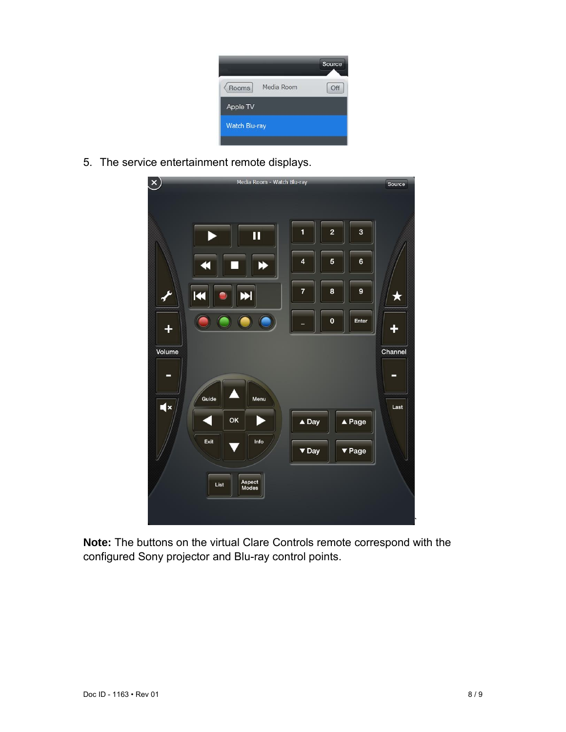5. The service entertainment remote displays.

**Note:** The buttons on the virtual Clare Controls remote correspond with the configured Sony projector and Blu-ray control points.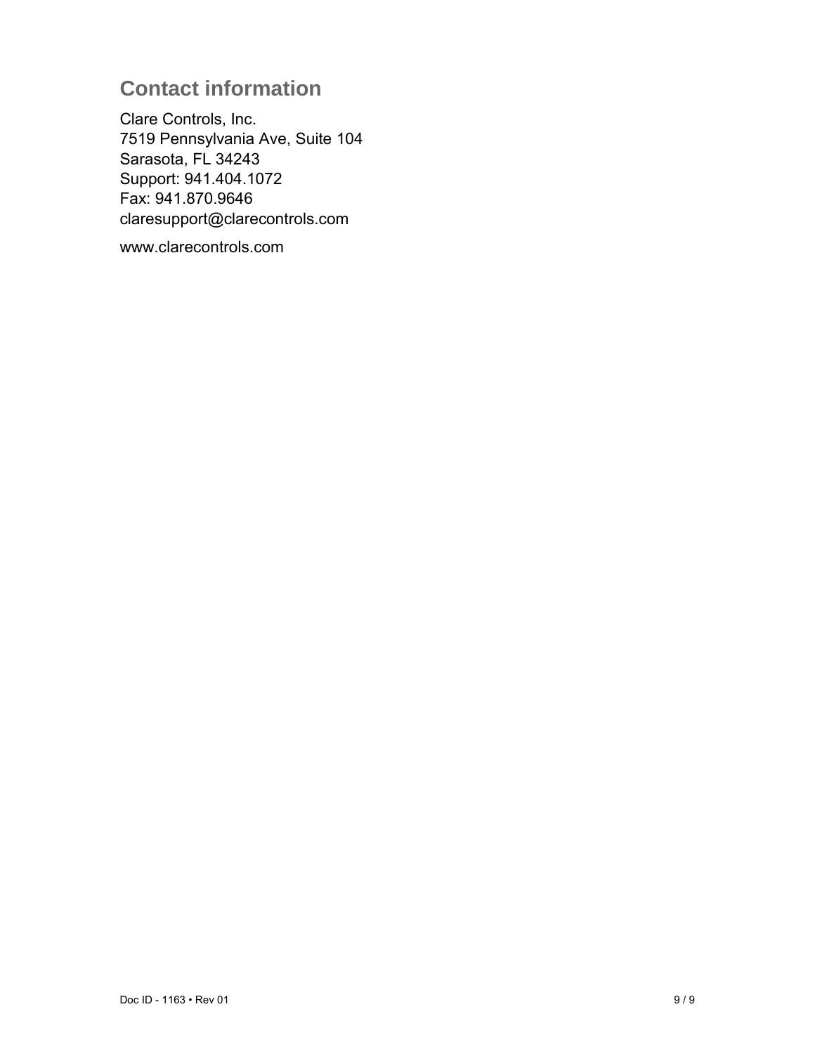## Contact information

Clare Controls, Inc.
7519 Pennsylvania Ave, Suite 104
Sarasota, FL 34243
Support: 941.404.1072
Fax: 941.870.9646
claresupport@clarecontrols.com

www.clarecontrols.com